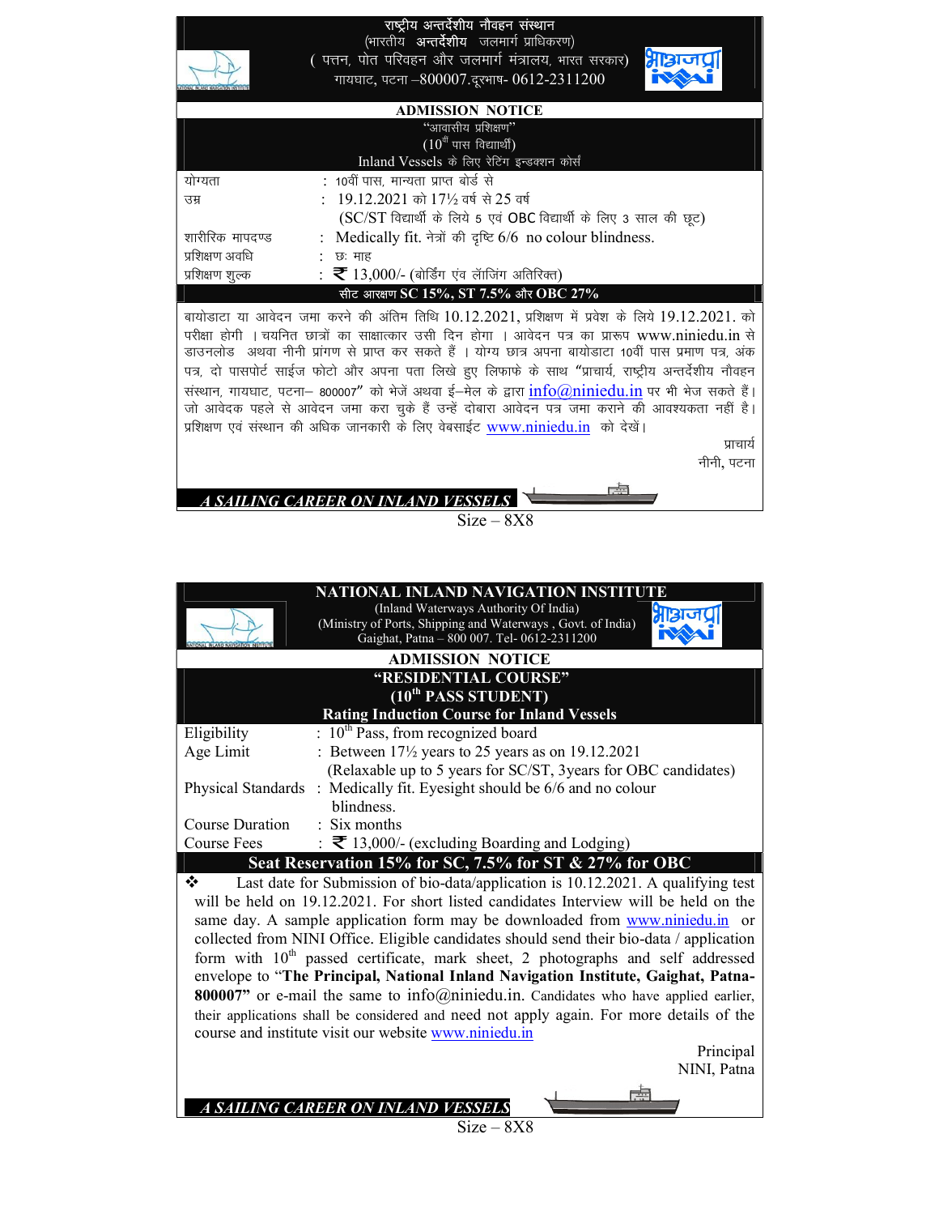# राष्ट्रीय अन्तर्देशीय नौवहन संस्थान

(भारतीय अन्तर्देशीय जलमार्ग प्राधिकरण)

( पत्तन, पोत परिवहन और जलमार्ग मंत्रालय, भारत सरकार)

गायघाट, पटना –800007.दूरभाष- 0612-2311200

## ADMISSION NOTICE

"आवासीय प्रशिक्षण"

(10वीं पास विद्यार्थी)

Inland Vessels के लिए रेटिंग इन्डक्शन कोर्स

| | |
|---|---|
| योग्यता | : 10वीं पास, मान्यता प्राप्त बोर्ड से |
| उम्र | : 19.12.2021 को 17½ वर्ष से 25 वर्ष (SC/ST विद्यार्थी के लिये 5 एवं OBC विद्यार्थी के लिए 3 साल की छूट) |
| शारीरिक मापदण्ड | : Medically fit. नेत्रों की दृष्टि 6/6 no colour blindness. |
| प्रशिक्षण अवधि | : छः माह |
| प्रशिक्षण शुल्क | : ₹ 13,000/- (बोर्डिंग एंव लॉजिंग अतिरिक्त) |

**सीट आरक्षण SC 15%, ST 7.5% और OBC 27%**

बायोडाटा या आवेदन जमा करने की अंतिम तिथि 10.12.2021, प्रशिक्षण में प्रवेश के लिये 19.12.2021. को परीक्षा होगी । चयनित छात्रों का साक्षात्कार उसी दिन होगा । आवेदन पत्र का प्रारूप www.niniedu.in से डाउनलोड अथवा नीनी प्रांगण से प्राप्त कर सकते हैं । योग्य छात्र अपना बायोडाटा 10वीं पास प्रमाण पत्र, अंक पत्र, दो पासपोर्ट साईज फोटो और अपना पता लिखे हुए लिफाफे के साथ "प्राचार्य, राष्ट्रीय अन्तर्देशीय नौवहन संस्थान, गायघाट, पटना– 800007" को भेजें अथवा ई–मेल के द्वारा info@niniedu.in पर भी भेज सकते हैं। जो आवेदक पहले से आवेदन जमा करा चुके हैं उन्हें दोबारा आवेदन पत्र जमा कराने की आवश्यकता नहीं है। प्रशिक्षण एवं संस्थान की अधिक जानकारी के लिए वेबसाईट www.niniedu.in को देखें।

प्राचार्य
नीनी, पटना

*A SAILING CAREER ON INLAND VESSELS*

Size – 8X8

---

# NATIONAL INLAND NAVIGATION INSTITUTE

(Inland Waterways Authority Of India)

(Ministry of Ports, Shipping and Waterways , Govt. of India)

Gaighat, Patna – 800 007. Tel- 0612-2311200

## ADMISSION NOTICE

**"RESIDENTIAL COURSE"**

**(10th PASS STUDENT)**

**Rating Induction Course for Inland Vessels**

| | |
|---|---|
| Eligibility | : 10th Pass, from recognized board |
| Age Limit | : Between 17½ years to 25 years as on 19.12.2021 (Relaxable up to 5 years for SC/ST, 3years for OBC candidates) |
| Physical Standards | : Medically fit. Eyesight should be 6/6 and no colour blindness. |
| Course Duration | : Six months |
| Course Fees | : ₹ 13,000/- (excluding Boarding and Lodging) |

**Seat Reservation 15% for SC, 7.5% for ST & 27% for OBC**

❖ Last date for Submission of bio-data/application is 10.12.2021. A qualifying test will be held on 19.12.2021. For short listed candidates Interview will be held on the same day. A sample application form may be downloaded from www.niniedu.in or collected from NINI Office. Eligible candidates should send their bio-data / application form with 10th passed certificate, mark sheet, 2 photographs and self addressed envelope to "**The Principal, National Inland Navigation Institute, Gaighat, Patna-800007**" or e-mail the same to info@niniedu.in. Candidates who have applied earlier, their applications shall be considered and need not apply again. For more details of the course and institute visit our website www.niniedu.in

Principal
NINI, Patna

*A SAILING CAREER ON INLAND VESSELS*

Size – 8X8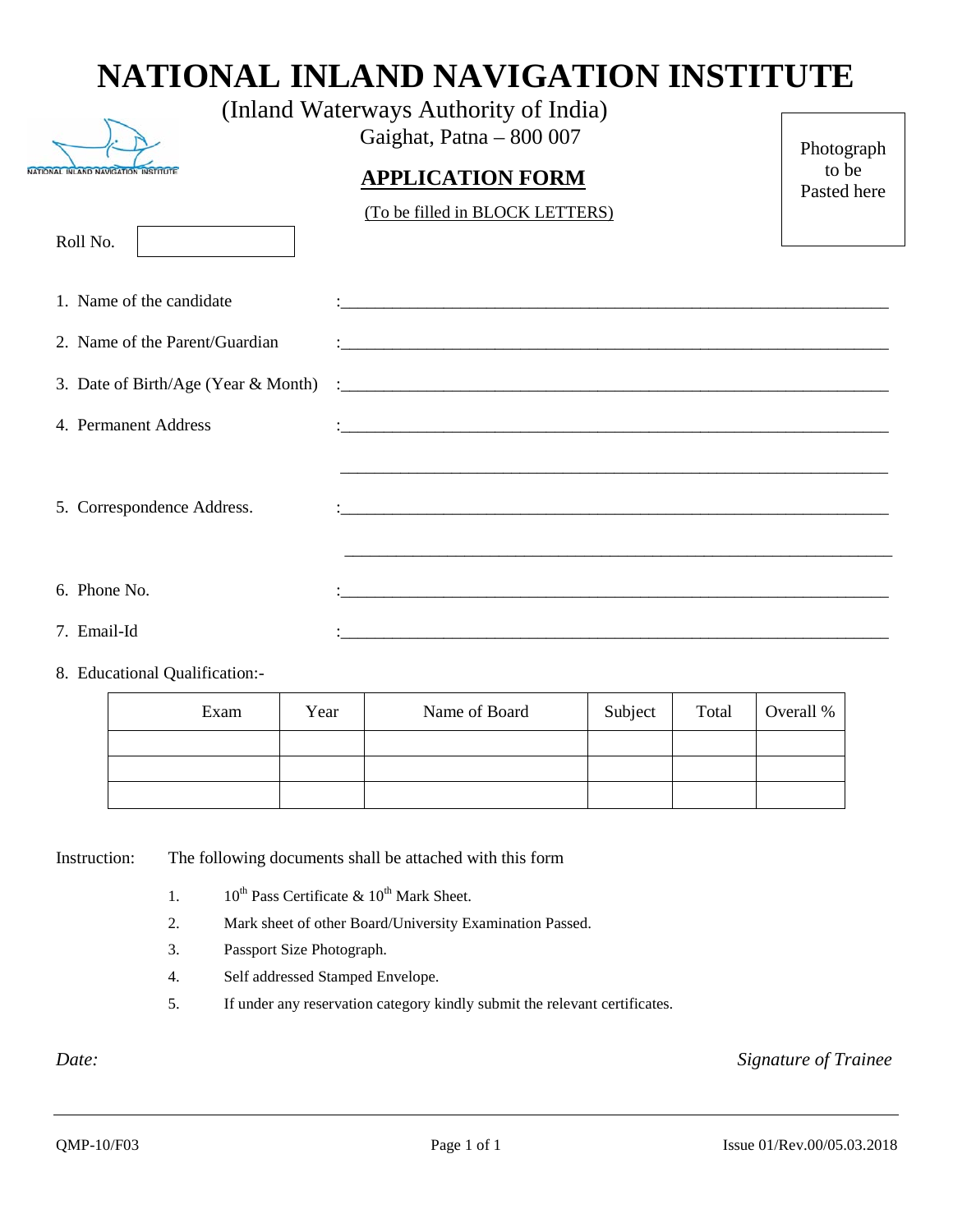# NATIONAL INLAND NAVIGATION INSTITUTE

(Inland Waterways Authority of India)

Gaighat, Patna – 800 007

## APPLICATION FORM

(To be filled in BLOCK LETTERS)

Photograph to be Pasted here

Roll No. 

1. Name of the candidate :\_\_\_\_\_\_\_\_\_\_\_\_\_\_\_\_\_\_\_\_\_\_\_\_\_\_\_\_\_\_\_\_\_\_\_\_\_\_\_\_
2. Name of the Parent/Guardian :\_\_\_\_\_\_\_\_\_\_\_\_\_\_\_\_\_\_\_\_\_\_\_\_\_\_\_\_\_\_\_\_\_\_\_\_\_\_\_\_
3. Date of Birth/Age (Year & Month) :\_\_\_\_\_\_\_\_\_\_\_\_\_\_\_\_\_\_\_\_\_\_\_\_\_\_\_\_\_\_\_\_\_\_\_\_\_\_\_\_
4. Permanent Address :\_\_\_\_\_\_\_\_\_\_\_\_\_\_\_\_\_\_\_\_\_\_\_\_\_\_\_\_\_\_\_\_\_\_\_\_\_\_\_\_
   \_\_\_\_\_\_\_\_\_\_\_\_\_\_\_\_\_\_\_\_\_\_\_\_\_\_\_\_\_\_\_\_\_\_\_\_\_\_\_\_
5. Correspondence Address. :\_\_\_\_\_\_\_\_\_\_\_\_\_\_\_\_\_\_\_\_\_\_\_\_\_\_\_\_\_\_\_\_\_\_\_\_\_\_\_\_
   \_\_\_\_\_\_\_\_\_\_\_\_\_\_\_\_\_\_\_\_\_\_\_\_\_\_\_\_\_\_\_\_\_\_\_\_\_\_\_\_
6. Phone No. :\_\_\_\_\_\_\_\_\_\_\_\_\_\_\_\_\_\_\_\_\_\_\_\_\_\_\_\_\_\_\_\_\_\_\_\_\_\_\_\_
7. Email-Id :\_\_\_\_\_\_\_\_\_\_\_\_\_\_\_\_\_\_\_\_\_\_\_\_\_\_\_\_\_\_\_\_\_\_\_\_\_\_\_\_
8. Educational Qualification:-

| Exam | Year | Name of Board | Subject | Total | Overall % |
|---|---|---|---|---|---|
| | | | | | |
| | | | | | |
| | | | | | |

Instruction: The following documents shall be attached with this form

1. 10th Pass Certificate & 10th Mark Sheet.
2. Mark sheet of other Board/University Examination Passed.
3. Passport Size Photograph.
4. Self addressed Stamped Envelope.
5. If under any reservation category kindly submit the relevant certificates.

*Date:* *Signature of Trainee*

QMP-10/F03 Issue 01/Rev.00/05.03.2018